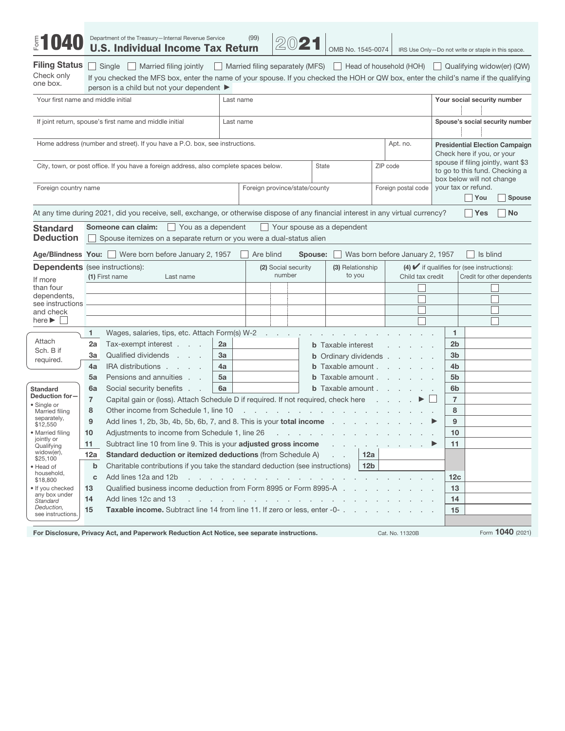# Form 1040 — U.S. Individual Income Tax Return 2021

Department of the Treasury—Internal Revenue Service (99)

OMB No. 1545-0074 | IRS Use Only—Do not write or staple in this space.

**Filing Status** — Check only one box.

☐ Single ☐ Married filing jointly ☐ Married filing separately (MFS) ☐ Head of household (HOH) ☐ Qualifying widow(er) (QW)

If you checked the MFS box, enter the name of your spouse. If you checked the HOH or QW box, enter the child's name if the qualifying person is a child but not your dependent ►

| Your first name and middle initial | Last name | Your social security number |
|---|---|---|
| If joint return, spouse's first name and middle initial | Last name | Spouse's social security number |

| Home address (number and street). If you have a P.O. box, see instructions. | | Apt. no. |
|---|---|---|
| City, town, or post office. If you have a foreign address, also complete spaces below. | State | ZIP code |
| Foreign country name | Foreign province/state/county | Foreign postal code |

**Presidential Election Campaign** Check here if you, or your spouse if filing jointly, want $3 to go to this fund. Checking a box below will not change your tax or refund. ☐ You ☐ Spouse

At any time during 2021, did you receive, sell, exchange, or otherwise dispose of any financial interest in any virtual currency? ☐ Yes ☐ No

**Standard Deduction** — **Someone can claim:** ☐ You as a dependent ☐ Your spouse as a dependent
☐ Spouse itemizes on a separate return or you were a dual-status alien

**Age/Blindness** **You:** ☐ Were born before January 2, 1957 ☐ Are blind **Spouse:** ☐ Was born before January 2, 1957 ☐ Is blind

**Dependents** (see instructions): If more than four dependents, see instructions and check here ► ☐

| (1) First name Last name | (2) Social security number | (3) Relationship to you | (4) ✔ if qualifies for (see instructions): Child tax credit | Credit for other dependents |
|---|---|---|---|---|
| | | | ☐ | ☐ |
| | | | ☐ | ☐ |
| | | | ☐ | ☐ |
| | | | ☐ | ☐ |

Attach Sch. B if required.

| Line | Description | | | | |
|---|---|---|---|---|---|
| 1 | Wages, salaries, tips, etc. Attach Form(s) W-2 | | | 1 | |
| 2a | Tax-exempt interest | 2a | **b** Taxable interest | 2b | |
| 3a | Qualified dividends | 3a | **b** Ordinary dividends | 3b | |
| 4a | IRA distributions | 4a | **b** Taxable amount | 4b | |
| 5a | Pensions and annuities | 5a | **b** Taxable amount | 5b | |
| 6a | Social security benefits | 6a | **b** Taxable amount | 6b | |
| 7 | Capital gain or (loss). Attach Schedule D if required. If not required, check here ► ☐ | | | 7 | |
| 8 | Other income from Schedule 1, line 10 | | | 8 | |
| 9 | Add lines 1, 2b, 3b, 4b, 5b, 6b, 7, and 8. This is your **total income** ► | | | 9 | |
| 10 | Adjustments to income from Schedule 1, line 26 | | | 10 | |
| 11 | Subtract line 10 from line 9. This is your **adjusted gross income** ► | | | 11 | |
| 12a | **Standard deduction or itemized deductions** (from Schedule A) | 12a | | | |
| b | Charitable contributions if you take the standard deduction (see instructions) | 12b | | | |
| c | Add lines 12a and 12b | | | 12c | |
| 13 | Qualified business income deduction from Form 8995 or Form 8995-A | | | 13 | |
| 14 | Add lines 12c and 13 | | | 14 | |
| 15 | **Taxable income.** Subtract line 14 from line 11. If zero or less, enter -0- | | | 15 | |

**Standard Deduction for—**
- Single or Married filing separately, $12,550
- Married filing jointly or Qualifying widow(er), $25,100
- Head of household, $18,800
- If you checked any box under *Standard Deduction,* see instructions.

**For Disclosure, Privacy Act, and Paperwork Reduction Act Notice, see separate instructions.** Cat. No. 11320B Form **1040** (2021)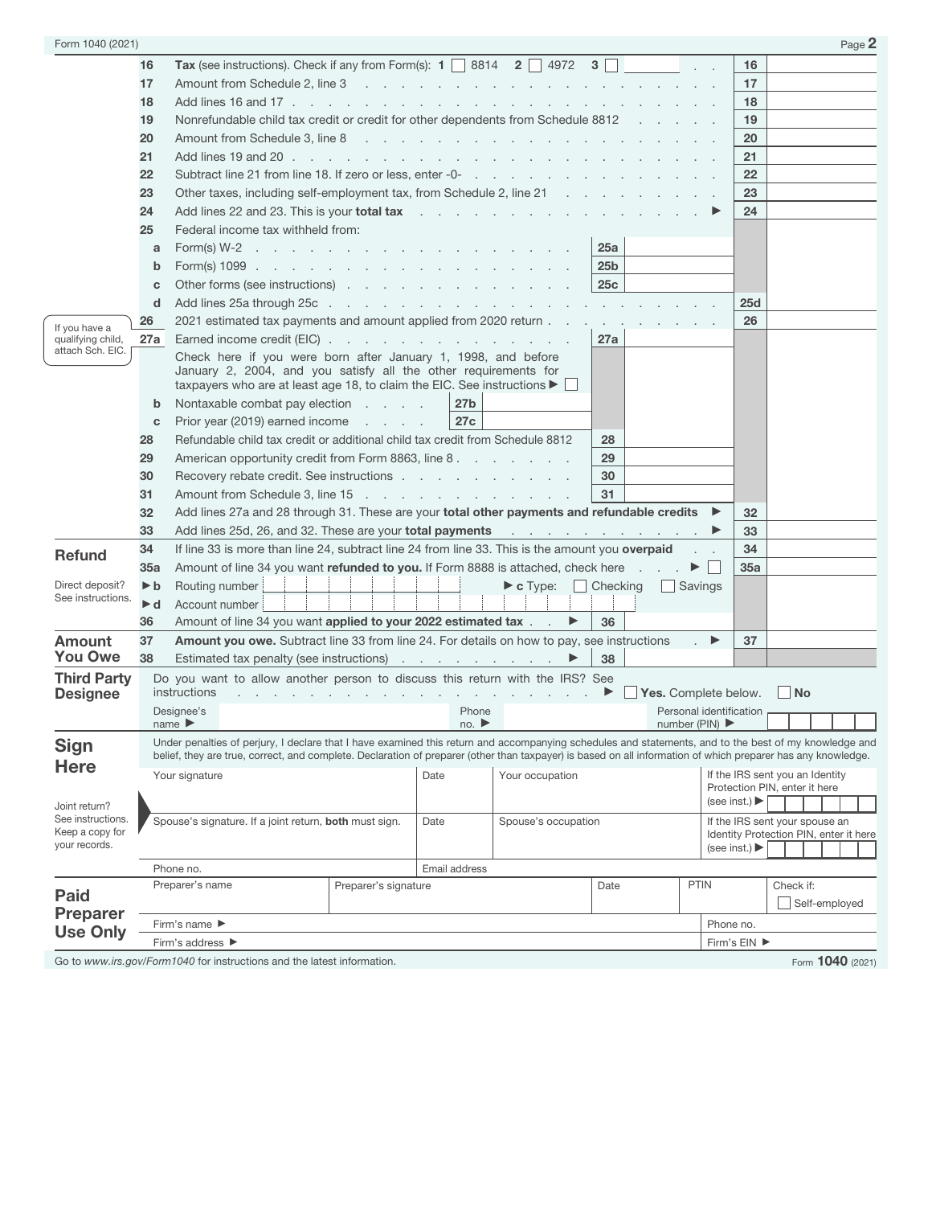Form 1040 (2021) Page **2**

| | | | | | |
|---|---|---|---|---|---|
| 16 | **Tax** (see instructions). Check if any from Form(s): **1** ☐ 8814 **2** ☐ 4972 **3** ☐ ________ | | | 16 | |
| 17 | Amount from Schedule 2, line 3 | | | 17 | |
| 18 | Add lines 16 and 17 | | | 18 | |
| 19 | Nonrefundable child tax credit or credit for other dependents from Schedule 8812 | | | 19 | |
| 20 | Amount from Schedule 3, line 8 | | | 20 | |
| 21 | Add lines 19 and 20 | | | 21 | |
| 22 | Subtract line 21 from line 18. If zero or less, enter -0- | | | 22 | |
| 23 | Other taxes, including self-employment tax, from Schedule 2, line 21 | | | 23 | |
| 24 | Add lines 22 and 23. This is your **total tax** ▶ | | | 24 | |
| 25 | Federal income tax withheld from: | | | | |
| a | Form(s) W-2 | 25a | | | |
| b | Form(s) 1099 | 25b | | | |
| c | Other forms (see instructions) | 25c | | | |
| d | Add lines 25a through 25c | | | 25d | |
| 26 | 2021 estimated tax payments and amount applied from 2020 return | | | 26 | |
| 27a | Earned income credit (EIC) | 27a | | | |
| | Check here if you were born after January 1, 1998, and before January 2, 2004, and you satisfy all the other requirements for taxpayers who are at least age 18, to claim the EIC. See instructions ▶ ☐ | | | | |
| b | Nontaxable combat pay election — 27b | | | | |
| c | Prior year (2019) earned income — 27c | | | | |
| 28 | Refundable child tax credit or additional child tax credit from Schedule 8812 | 28 | | | |
| 29 | American opportunity credit from Form 8863, line 8 | 29 | | | |
| 30 | Recovery rebate credit. See instructions | 30 | | | |
| 31 | Amount from Schedule 3, line 15 | 31 | | | |
| 32 | Add lines 27a and 28 through 31. These are your **total other payments and refundable credits** ▶ | | | 32 | |
| 33 | Add lines 25d, 26, and 32. These are your **total payments** ▶ | | | 33 | |

If you have a qualifying child, attach Sch. EIC.

## Refund

| | | | | | |
|---|---|---|---|---|---|
| 34 | If line 33 is more than line 24, subtract line 24 from line 33. This is the amount you **overpaid** | | | 34 | |
| 35a | Amount of line 34 you want **refunded to you.** If Form 8888 is attached, check here ▶ ☐ | | | 35a | |
| ▶ b | Routing number ________ ▶ **c** Type: ☐ Checking ☐ Savings | | | | |
| ▶ d | Account number ________ | | | | |
| 36 | Amount of line 34 you want **applied to your 2022 estimated tax** ▶ | 36 | | | |

Direct deposit? See instructions.

## Amount You Owe

| | | | | | |
|---|---|---|---|---|---|
| 37 | **Amount you owe.** Subtract line 33 from line 24. For details on how to pay, see instructions ▶ | | | 37 | |
| 38 | Estimated tax penalty (see instructions) ▶ | 38 | | | |

## Third Party Designee

Do you want to allow another person to discuss this return with the IRS? See instructions ▶ ☐ **Yes.** Complete below. ☐ **No**

Designee's name ▶ ________ Phone no. ▶ ________ Personal identification number (PIN) ▶ ________

## Sign Here

Under penalties of perjury, I declare that I have examined this return and accompanying schedules and statements, and to the best of my knowledge and belief, they are true, correct, and complete. Declaration of preparer (other than taxpayer) is based on all information of which preparer has any knowledge.

| Your signature | Date | Your occupation | If the IRS sent you an Identity Protection PIN, enter it here (see inst.) ▶ |
|---|---|---|---|
| Spouse's signature. If a joint return, **both** must sign. | Date | Spouse's occupation | If the IRS sent your spouse an Identity Protection PIN, enter it here (see inst.) ▶ |
| Phone no. | Email address | | |

Joint return? See instructions. Keep a copy for your records.

## Paid Preparer Use Only

| Preparer's name | Preparer's signature | Date | PTIN | Check if: ☐ Self-employed |
|---|---|---|---|---|
| Firm's name ▶ | | | Phone no. | |
| Firm's address ▶ | | | Firm's EIN ▶ | |

Go to *www.irs.gov/Form1040* for instructions and the latest information. Form **1040** (2021)